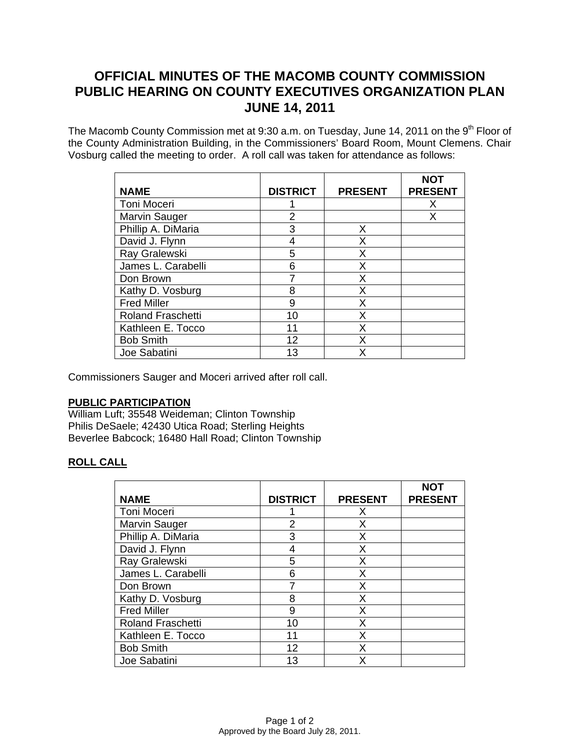# OFFICIAL MINUTES OF THE MACOMB COUNTY COMMISSION PUBLIC HEARING ON COUNTY EXECUTIVES ORGANIZATION PLAN JUNE 14, 2011

The Macomb County Commission met at 9:30 a.m. on Tuesday, June 14, 2011 on the 9th Floor of the County Administration Building, in the Commissioners' Board Room, Mount Clemens. Chair Vosburg called the meeting to order. A roll call was taken for attendance as follows:

| NAME | DISTRICT | PRESENT | NOT PRESENT |
|---|---|---|---|
| Toni Moceri | 1 | | X |
| Marvin Sauger | 2 | | X |
| Phillip A. DiMaria | 3 | X | |
| David J. Flynn | 4 | X | |
| Ray Gralewski | 5 | X | |
| James L. Carabelli | 6 | X | |
| Don Brown | 7 | X | |
| Kathy D. Vosburg | 8 | X | |
| Fred Miller | 9 | X | |
| Roland Fraschetti | 10 | X | |
| Kathleen E. Tocco | 11 | X | |
| Bob Smith | 12 | X | |
| Joe Sabatini | 13 | X | |

Commissioners Sauger and Moceri arrived after roll call.

**PUBLIC PARTICIPATION**

William Luft; 35548 Weideman; Clinton Township
Philis DeSaele; 42430 Utica Road; Sterling Heights
Beverlee Babcock; 16480 Hall Road; Clinton Township

**ROLL CALL**

| NAME | DISTRICT | PRESENT | NOT PRESENT |
|---|---|---|---|
| Toni Moceri | 1 | X | |
| Marvin Sauger | 2 | X | |
| Phillip A. DiMaria | 3 | X | |
| David J. Flynn | 4 | X | |
| Ray Gralewski | 5 | X | |
| James L. Carabelli | 6 | X | |
| Don Brown | 7 | X | |
| Kathy D. Vosburg | 8 | X | |
| Fred Miller | 9 | X | |
| Roland Fraschetti | 10 | X | |
| Kathleen E. Tocco | 11 | X | |
| Bob Smith | 12 | X | |
| Joe Sabatini | 13 | X | |

Approved by the Board July 28, 2011.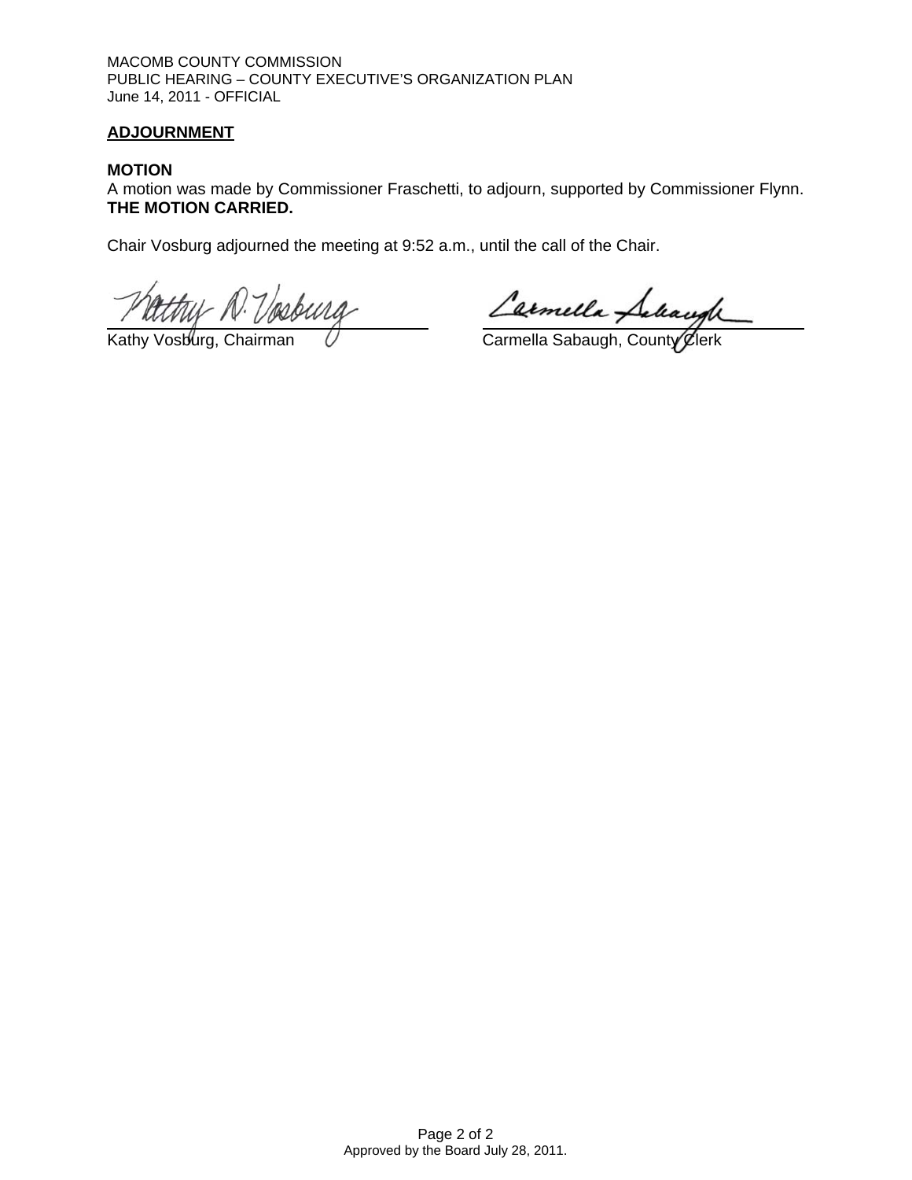## ADJOURNMENT

**MOTION**

A motion was made by Commissioner Fraschetti, to adjourn, supported by Commissioner Flynn. **THE MOTION CARRIED.**

Chair Vosburg adjourned the meeting at 9:52 a.m., until the call of the Chair.

Kathy Vosburg, Chairman

Carmella Sabaugh, County Clerk

Approved by the Board July 28, 2011.